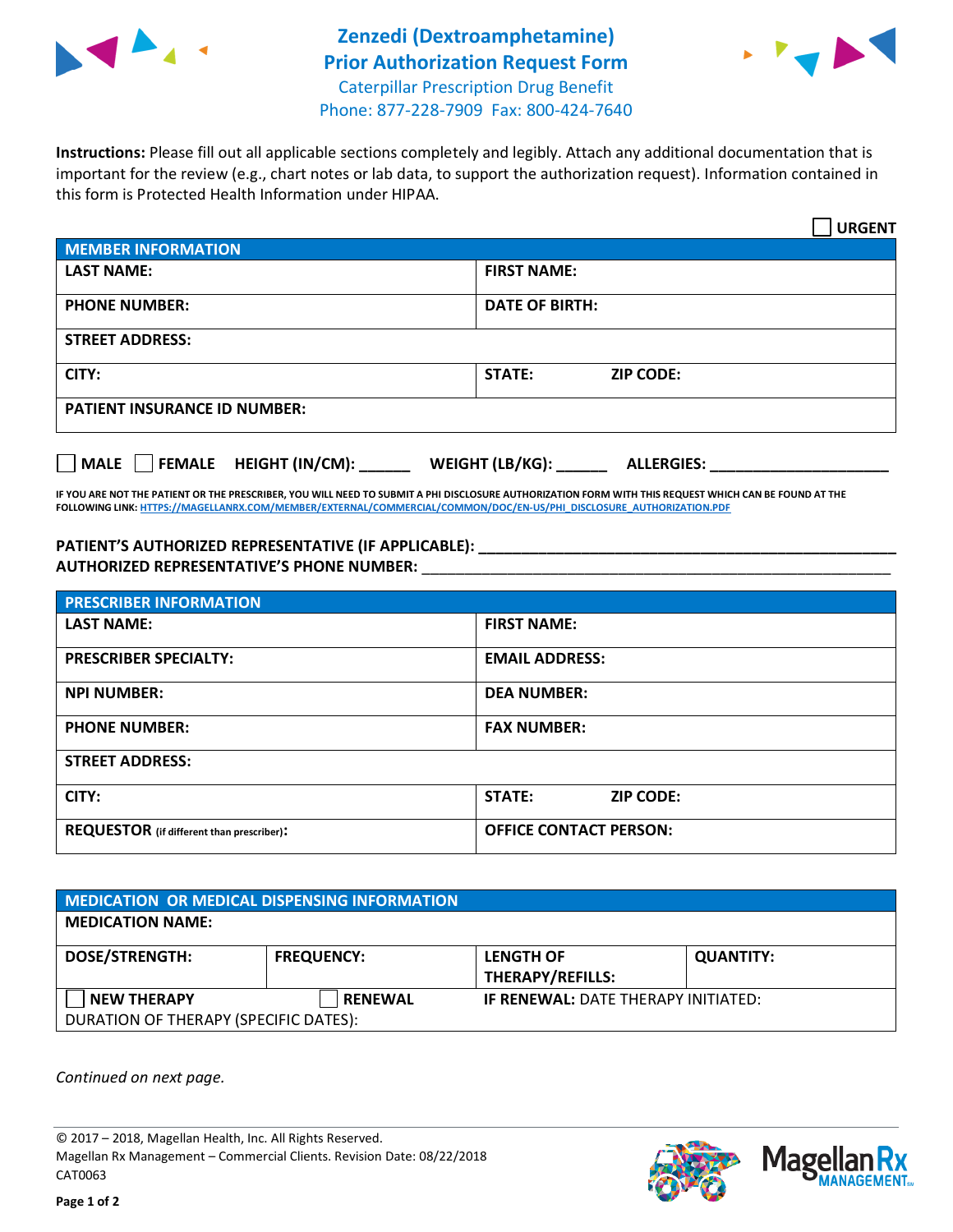# Zenzedi (Dextroamphetamine) Prior Authorization Request Form

Caterpillar Prescription Drug Benefit
Phone: 877-228-7909 Fax: 800-424-7640

**Instructions:** Please fill out all applicable sections completely and legibly. Attach any additional documentation that is important for the review (e.g., chart notes or lab data, to support the authorization request). Information contained in this form is Protected Health Information under HIPAA.

☐ **URGENT**

| **MEMBER INFORMATION** | |
|---|---|
| **LAST NAME:** | **FIRST NAME:** |
| **PHONE NUMBER:** | **DATE OF BIRTH:** |
| **STREET ADDRESS:** | |
| **CITY:** | **STATE:** **ZIP CODE:** |
| **PATIENT INSURANCE ID NUMBER:** | |

☐ **MALE** ☐ **FEMALE** **HEIGHT (IN/CM):** ______ **WEIGHT (LB/KG):** ______ **ALLERGIES:** ____________________

**IF YOU ARE NOT THE PATIENT OR THE PRESCRIBER, YOU WILL NEED TO SUBMIT A PHI DISCLOSURE AUTHORIZATION FORM WITH THIS REQUEST WHICH CAN BE FOUND AT THE FOLLOWING LINK: HTTPS://MAGELLANRX.COM/MEMBER/EXTERNAL/COMMERCIAL/COMMON/DOC/EN-US/PHI_DISCLOSURE_AUTHORIZATION.PDF**

**PATIENT'S AUTHORIZED REPRESENTATIVE (IF APPLICABLE):** ____________________________________________

**AUTHORIZED REPRESENTATIVE'S PHONE NUMBER:** ____________________________________________

| **PRESCRIBER INFORMATION** | |
|---|---|
| **LAST NAME:** | **FIRST NAME:** |
| **PRESCRIBER SPECIALTY:** | **EMAIL ADDRESS:** |
| **NPI NUMBER:** | **DEA NUMBER:** |
| **PHONE NUMBER:** | **FAX NUMBER:** |
| **STREET ADDRESS:** | |
| **CITY:** | **STATE:** **ZIP CODE:** |
| **REQUESTOR** (if different than prescriber)**:** | **OFFICE CONTACT PERSON:** |

| **MEDICATION OR MEDICAL DISPENSING INFORMATION** | | | |
|---|---|---|---|
| **MEDICATION NAME:** | | | |
| **DOSE/STRENGTH:** | **FREQUENCY:** | **LENGTH OF THERAPY/REFILLS:** | **QUANTITY:** |
| ☐ **NEW THERAPY** | ☐ **RENEWAL** | **IF RENEWAL:** DATE THERAPY INITIATED: | |
| DURATION OF THERAPY (SPECIFIC DATES): | | | |

*Continued on next page.*

© 2017 – 2018, Magellan Health, Inc. All Rights Reserved.
Magellan Rx Management – Commercial Clients. Revision Date: 08/22/2018
CAT0063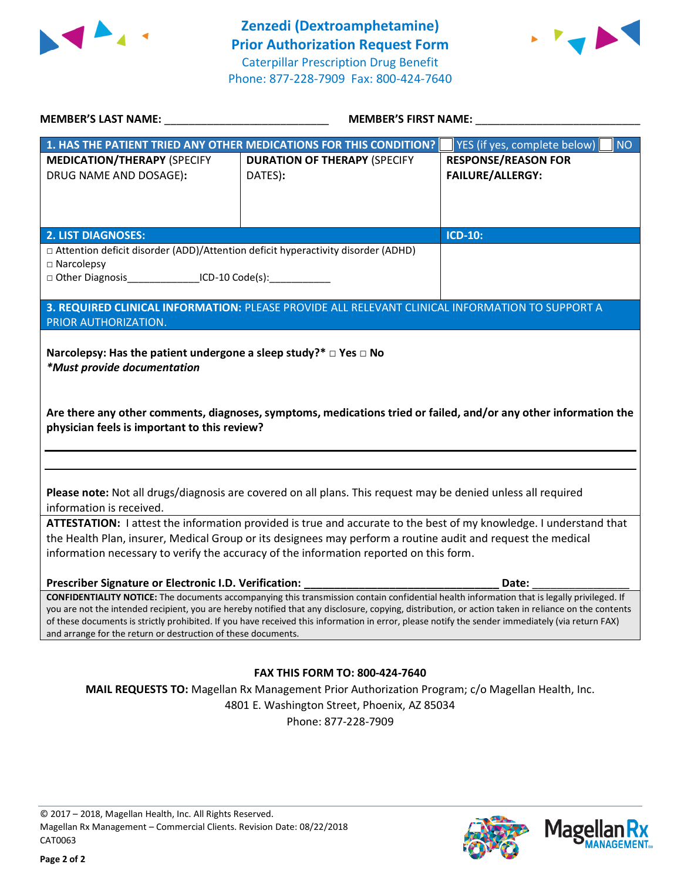# Zenzedi (Dextroamphetamine) Prior Authorization Request Form

Caterpillar Prescription Drug Benefit
Phone: 877-228-7909 Fax: 800-424-7640

**MEMBER'S LAST NAME:** ___________________________ **MEMBER'S FIRST NAME:** ___________________________

| **1. HAS THE PATIENT TRIED ANY OTHER MEDICATIONS FOR THIS CONDITION?** | | ☐ YES (if yes, complete below) ☐ NO |
|---|---|---|
| **MEDICATION/THERAPY** (SPECIFY DRUG NAME AND DOSAGE)**:** | **DURATION OF THERAPY** (SPECIFY DATES)**:** | **RESPONSE/REASON FOR FAILURE/ALLERGY:** |
| | | |

| **2. LIST DIAGNOSES:** | **ICD-10:** |
|---|---|
| □ Attention deficit disorder (ADD)/Attention deficit hyperactivity disorder (ADHD)<br>□ Narcolepsy<br>□ Other Diagnosis_____________ICD-10 Code(s):___________ | |

**3. REQUIRED CLINICAL INFORMATION:** PLEASE PROVIDE ALL RELEVANT CLINICAL INFORMATION TO SUPPORT A PRIOR AUTHORIZATION.

**Narcolepsy: Has the patient undergone a sleep study?\* □ Yes □ No**
***Must provide documentation***

**Are there any other comments, diagnoses, symptoms, medications tried or failed, and/or any other information the physician feels is important to this review?**

_______________________________________________

_______________________________________________

**Please note:** Not all drugs/diagnosis are covered on all plans. This request may be denied unless all required information is received.

**ATTESTATION:** I attest the information provided is true and accurate to the best of my knowledge. I understand that the Health Plan, insurer, Medical Group or its designees may perform a routine audit and request the medical information necessary to verify the accuracy of the information reported on this form.

**Prescriber Signature or Electronic I.D. Verification:** _______________________________ **Date:** _______________

**CONFIDENTIALITY NOTICE:** The documents accompanying this transmission contain confidential health information that is legally privileged. If you are not the intended recipient, you are hereby notified that any disclosure, copying, distribution, or action taken in reliance on the contents of these documents is strictly prohibited. If you have received this information in error, please notify the sender immediately (via return FAX) and arrange for the return or destruction of these documents.

**FAX THIS FORM TO: 800-424-7640**

**MAIL REQUESTS TO:** Magellan Rx Management Prior Authorization Program; c/o Magellan Health, Inc.
4801 E. Washington Street, Phoenix, AZ 85034
Phone: 877-228-7909

© 2017 – 2018, Magellan Health, Inc. All Rights Reserved.
Magellan Rx Management – Commercial Clients. Revision Date: 08/22/2018
CAT0063